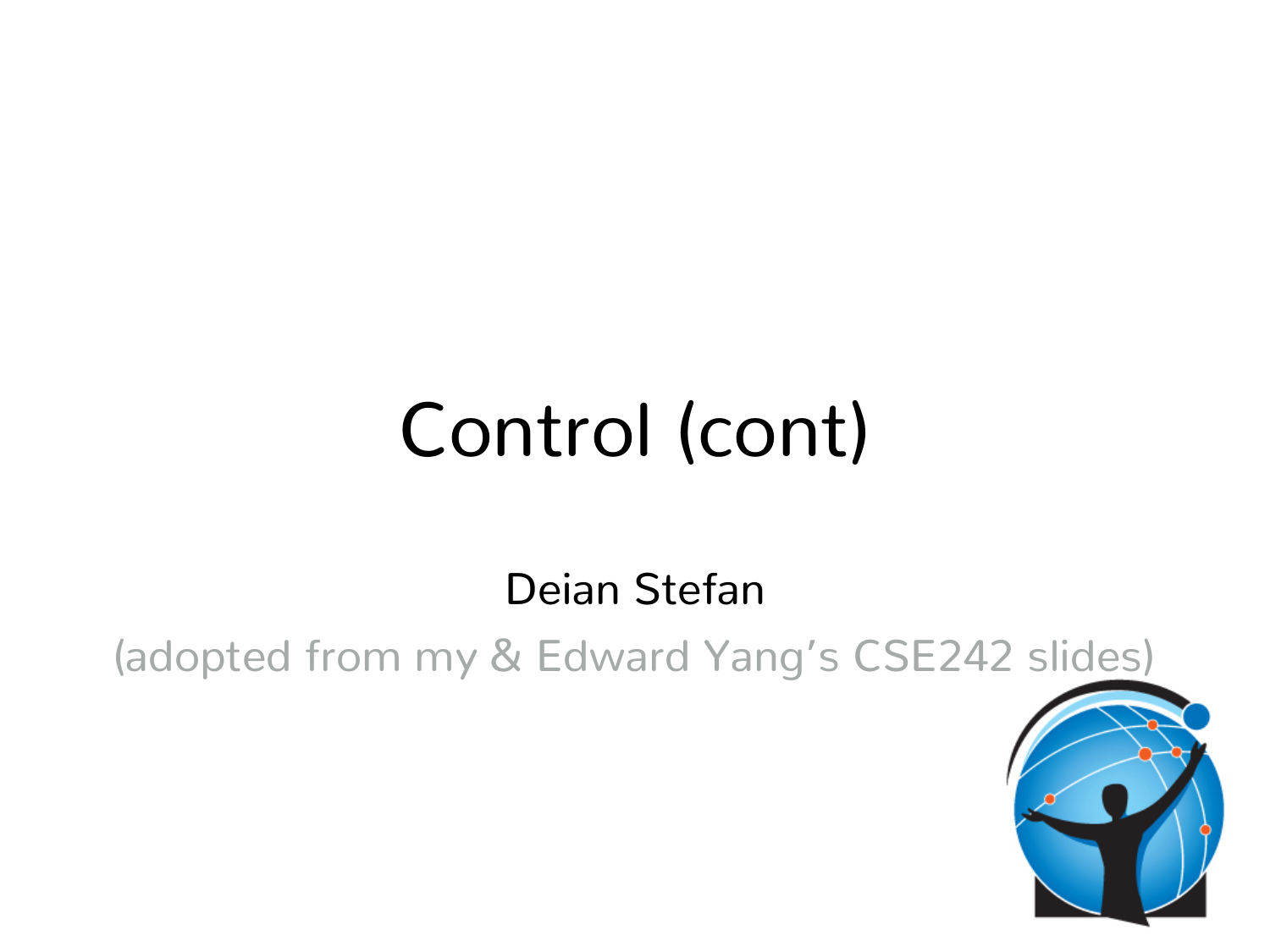# Control (cont)

Deian Stefan

(adopted from my & Edward Yang's CSE242 slides)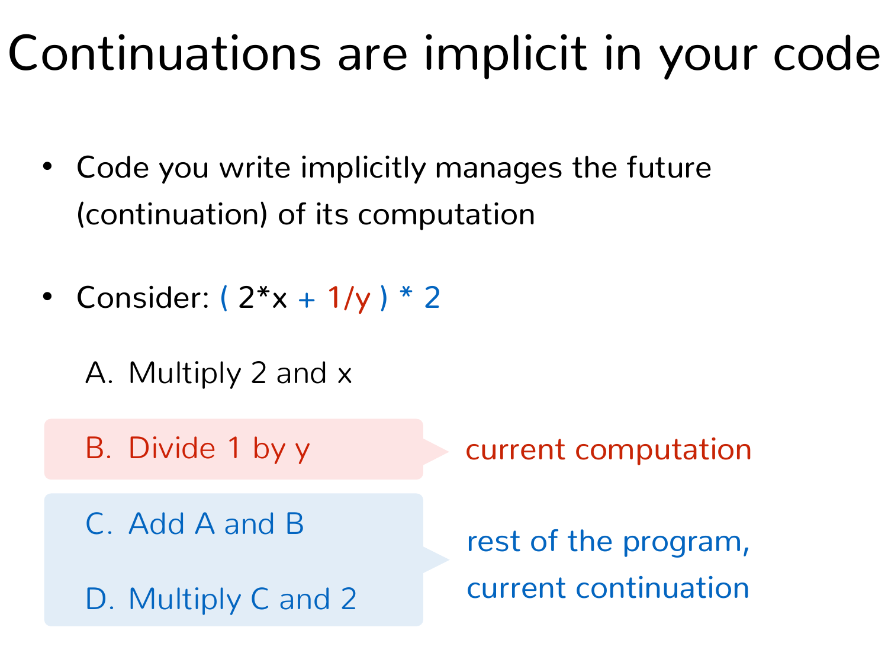# Continuations are implicit in your code

- Code you write implicitly manages the future (continuation) of its computation
- Consider: ( 2*x + 1/y ) * 2

  A. Multiply 2 and x

  B. Divide 1 by y — current computation

  C. Add A and B

  D. Multiply C and 2

  C–D: rest of the program, current continuation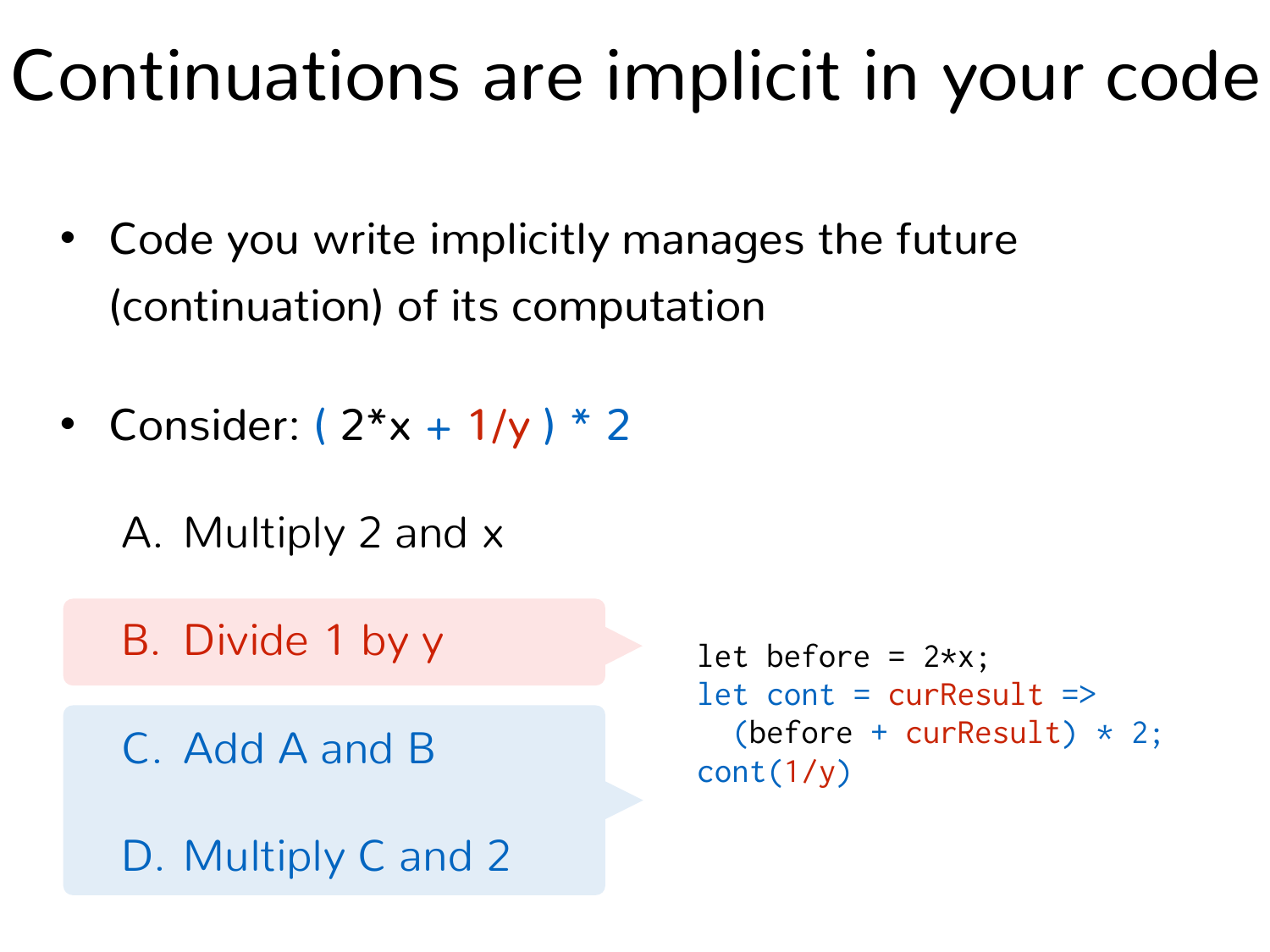# Continuations are implicit in your code

- Code you write implicitly manages the future (continuation) of its computation

- Consider: ( 2*x + 1/y ) * 2

A. Multiply 2 and x

B. Divide 1 by y

C. Add A and B

D. Multiply C and 2

```
let before = 2*x;
let cont = curResult =>
  (before + curResult) * 2;
cont(1/y)
```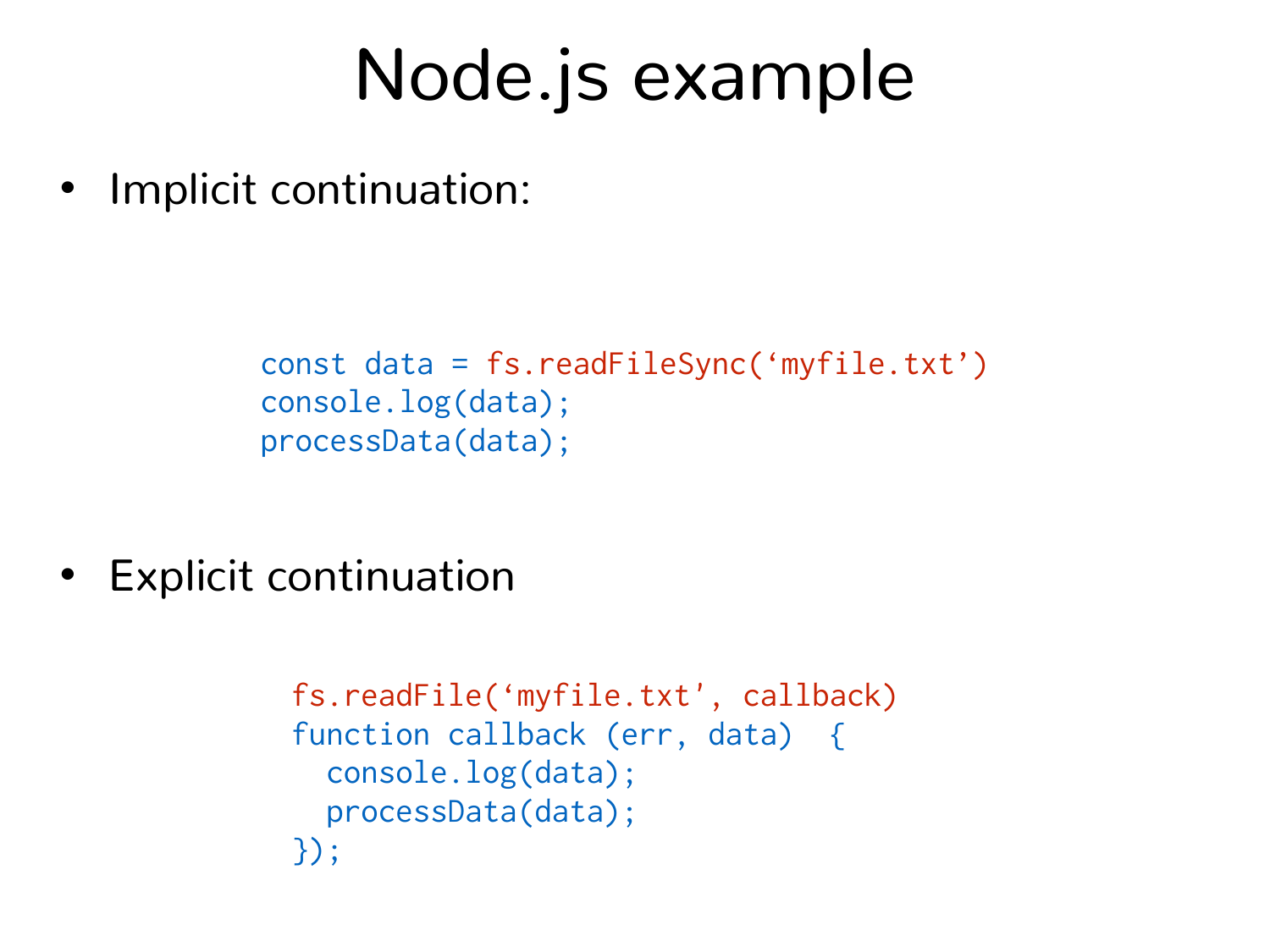# Node.js example

- Implicit continuation:

```
const data = fs.readFileSync(‘myfile.txt’)
console.log(data);
processData(data);
```

- Explicit continuation

```
fs.readFile(‘myfile.txt’, callback)
function callback (err, data)  {
  console.log(data);
  processData(data);
});
```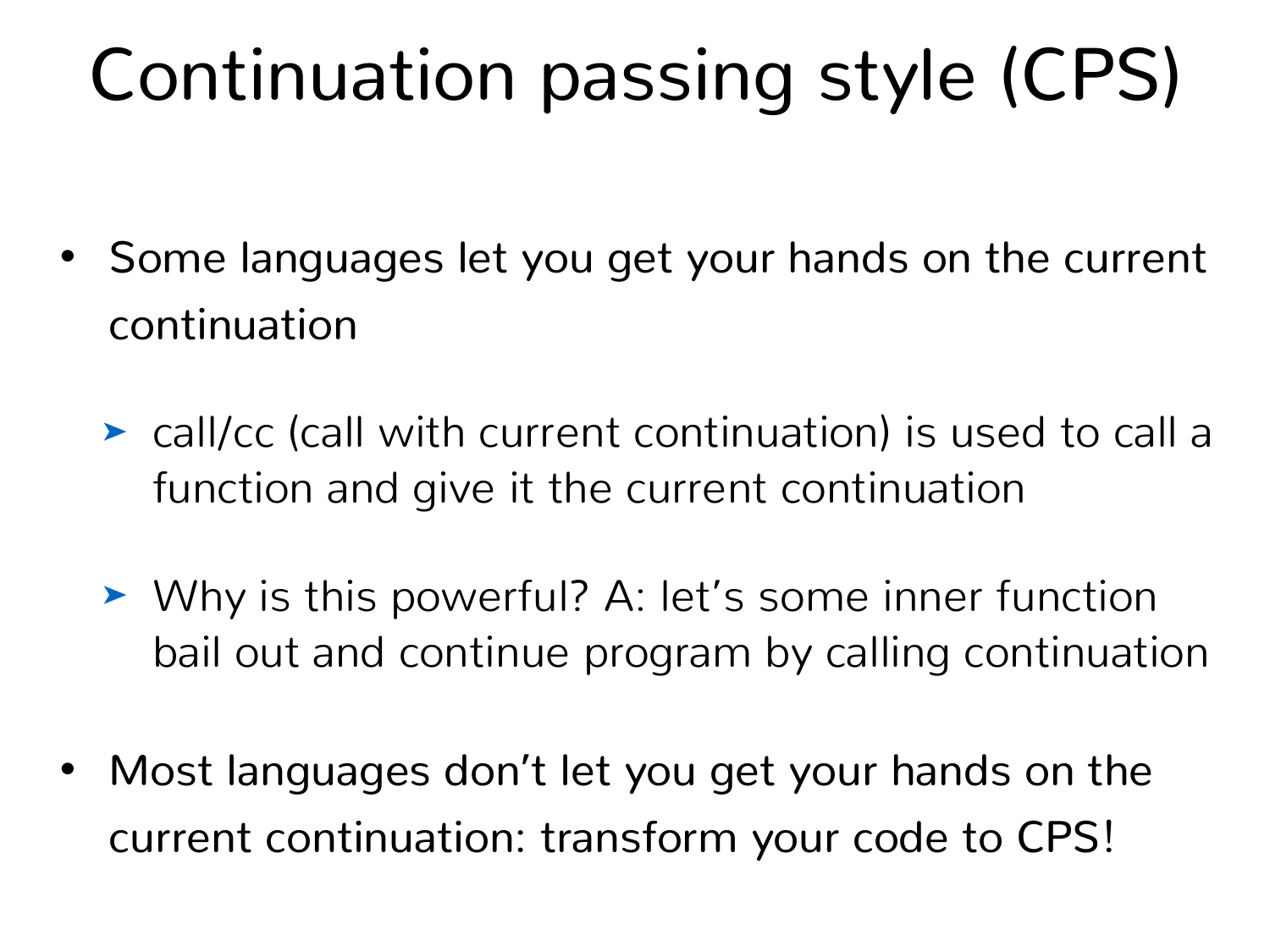# Continuation passing style (CPS)

- Some languages let you get your hands on the current continuation
  - call/cc (call with current continuation) is used to call a function and give it the current continuation
  - Why is this powerful? A: let's some inner function bail out and continue program by calling continuation
- Most languages don't let you get your hands on the current continuation: transform your code to CPS!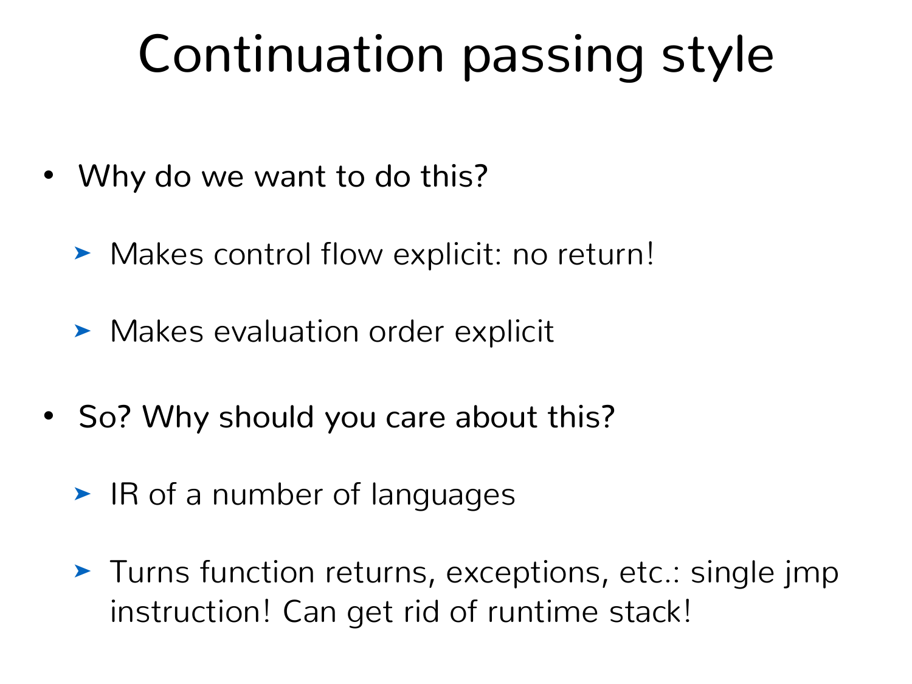# Continuation passing style

- Why do we want to do this?
  - Makes control flow explicit: no return!
  - Makes evaluation order explicit
- So? Why should you care about this?
  - IR of a number of languages
  - Turns function returns, exceptions, etc.: single jmp instruction! Can get rid of runtime stack!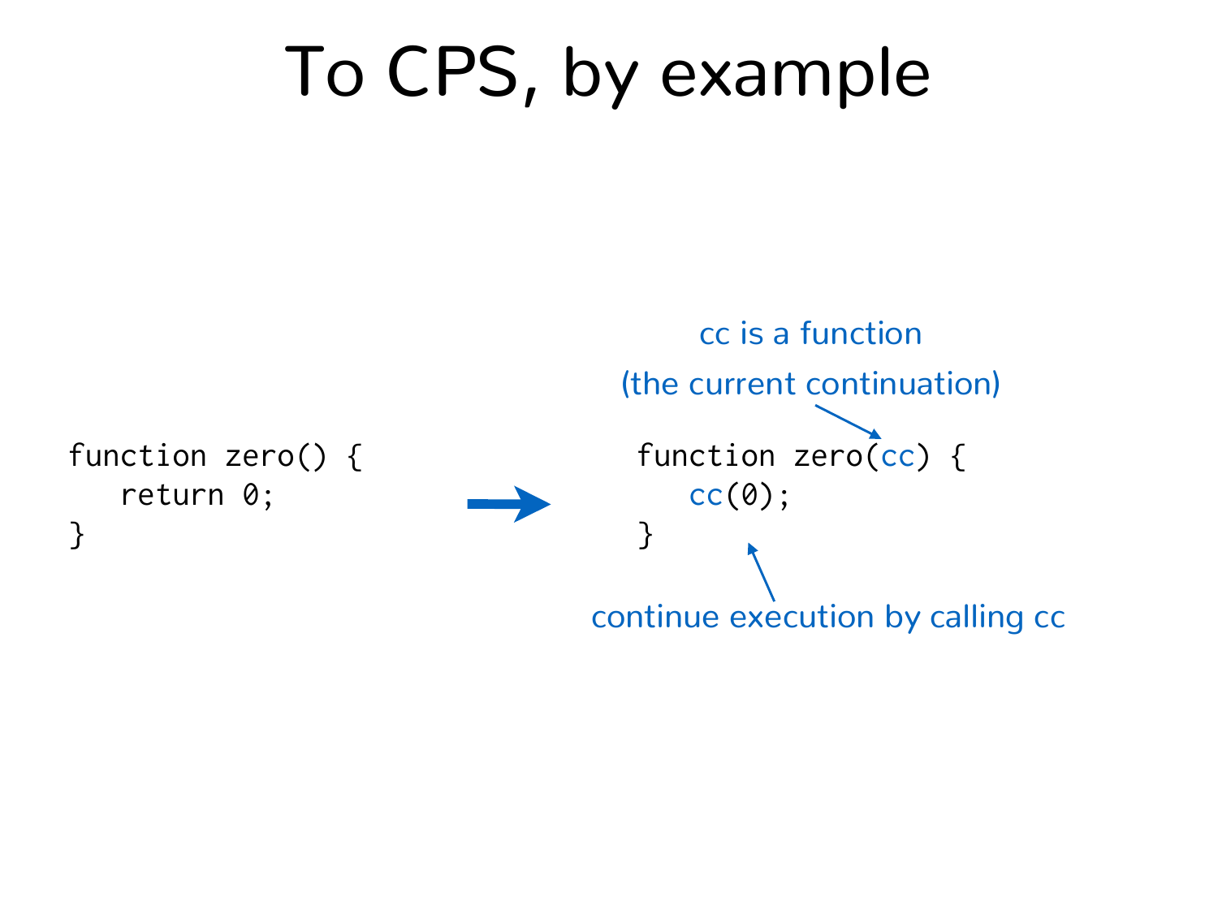# To CPS, by example

```
function zero() {
   return 0;
}
```

→

cc is a function

(the current continuation)

```
function zero(cc) {
   cc(0);
}
```

continue execution by calling cc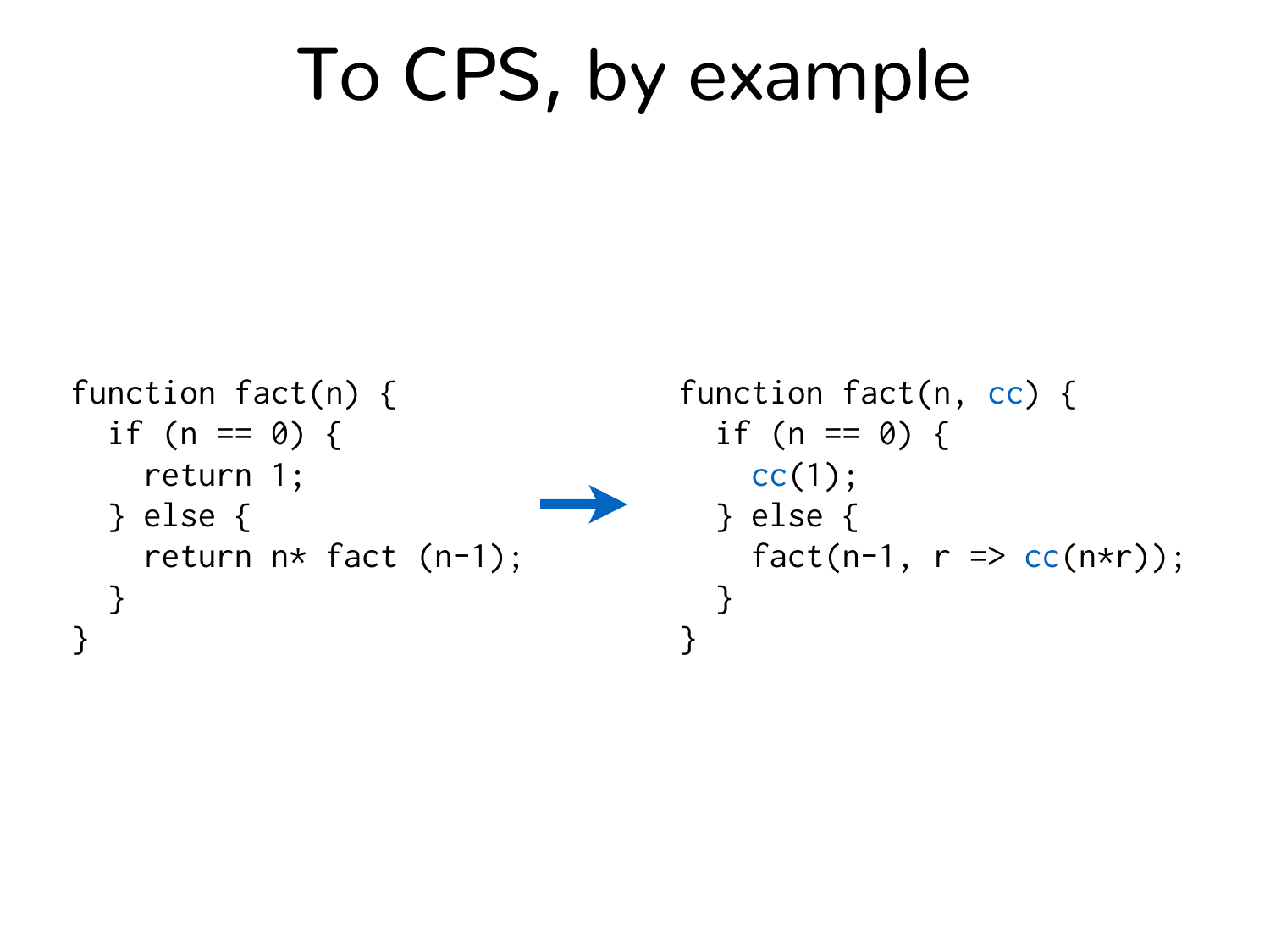# To CPS, by example

```
function fact(n) {
  if (n == 0) {
    return 1;
  } else {
    return n* fact (n-1);
  }
}
```

→

```
function fact(n, cc) {
  if (n == 0) {
    cc(1);
  } else {
    fact(n-1, r => cc(n*r));
  }
}
```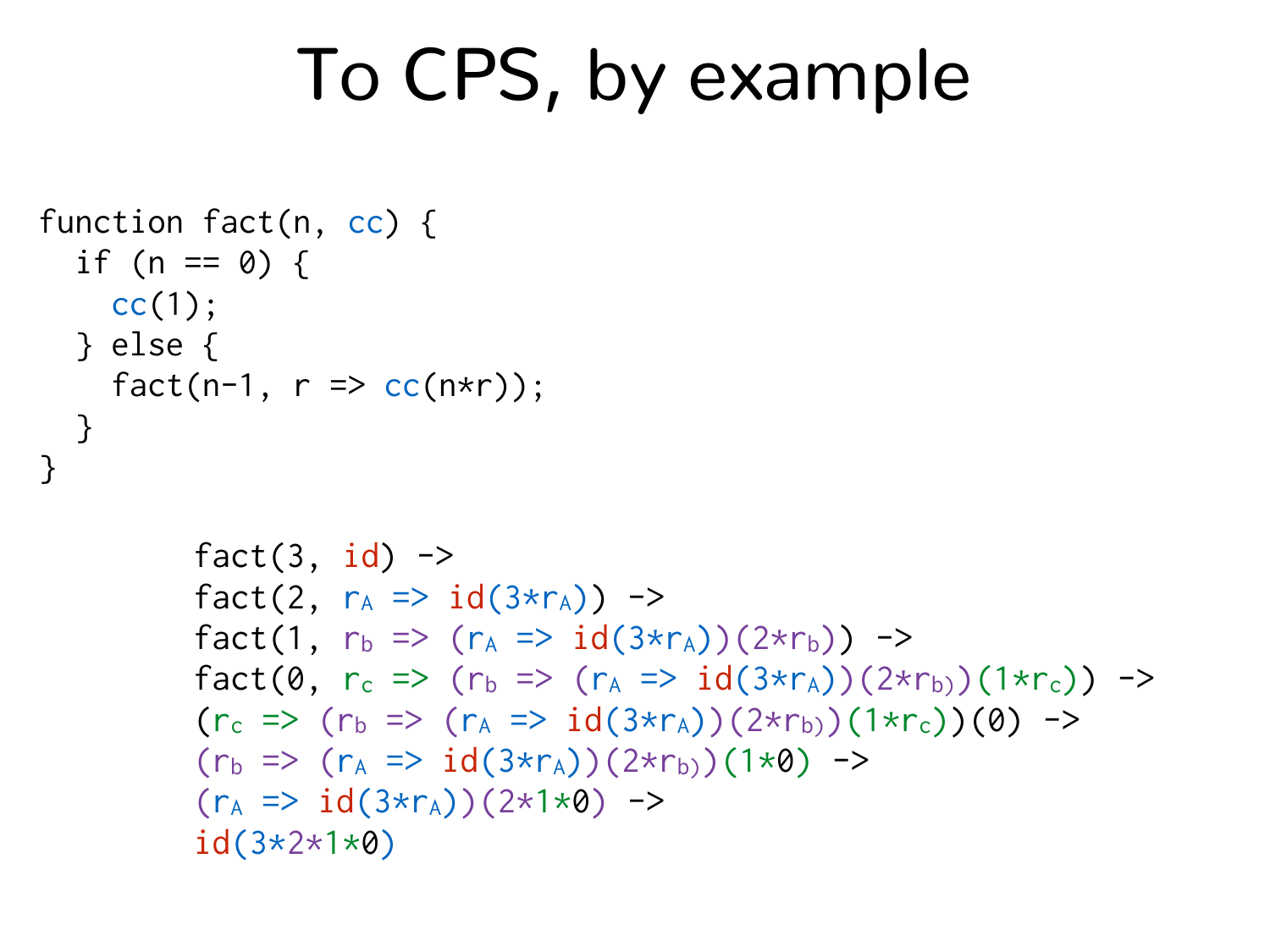# To CPS, by example

```
function fact(n, cc) {
  if (n == 0) {
    cc(1);
  } else {
    fact(n-1, r => cc(n*r));
  }
}
```

```
fact(3, id) ->
fact(2, rA => id(3*rA)) ->
fact(1, rb => (rA => id(3*rA))(2*rb)) ->
fact(0, rc => (rb => (rA => id(3*rA))(2*rb))(1*rc)) ->
(rc => (rb => (rA => id(3*rA))(2*rb))(1*rc))(0) ->
(rb => (rA => id(3*rA))(2*rb))(1*0) ->
(rA => id(3*rA))(2*1*0) ->
id(3*2*1*0)
```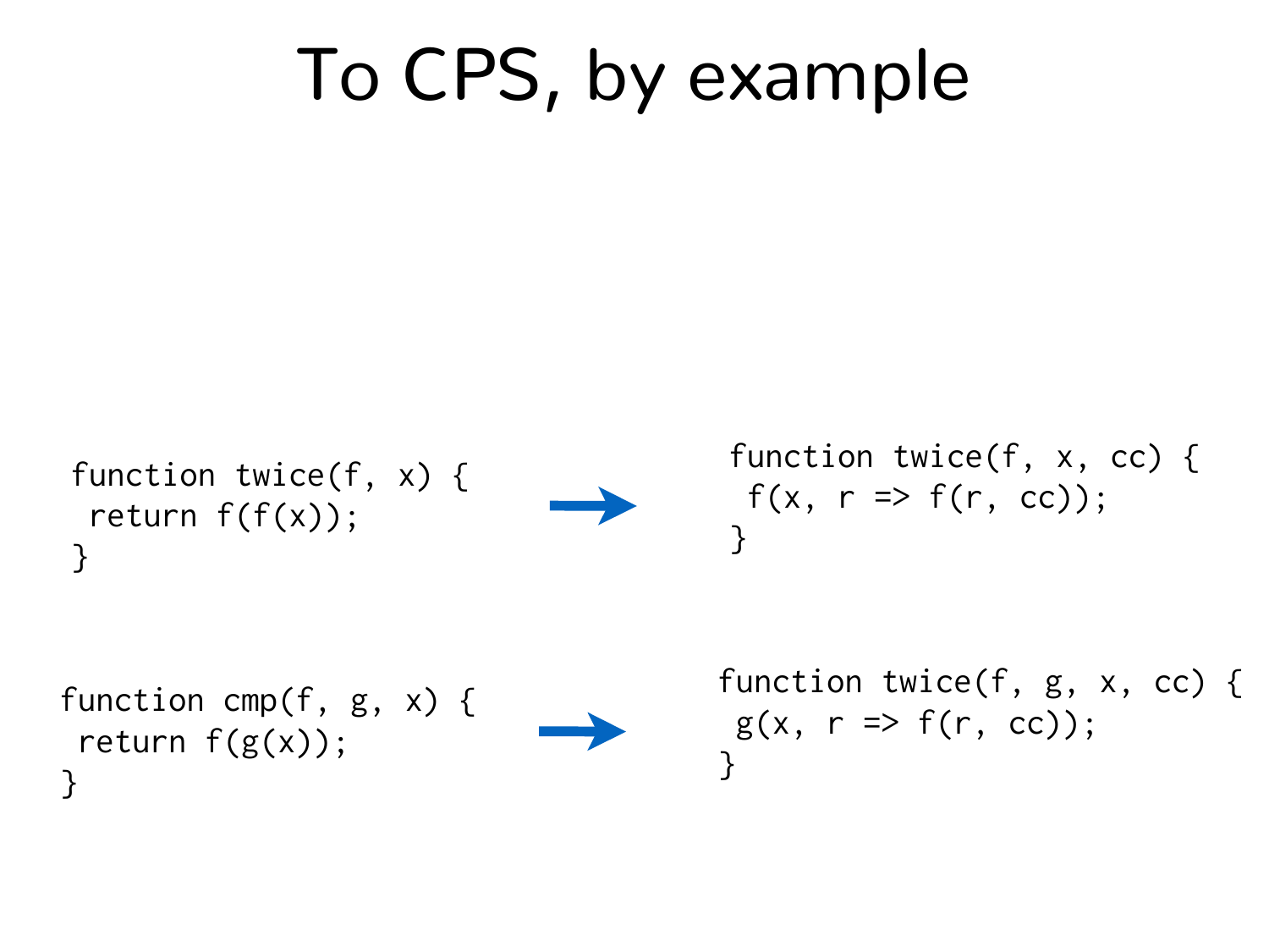# To CPS, by example

```
function twice(f, x) {
 return f(f(x));
}
```

→

```
function twice(f, x, cc) {
 f(x, r => f(r, cc));
}
```

```
function cmp(f, g, x) {
 return f(g(x));
}
```

→

```
function twice(f, g, x, cc) {
 g(x, r => f(r, cc));
}
```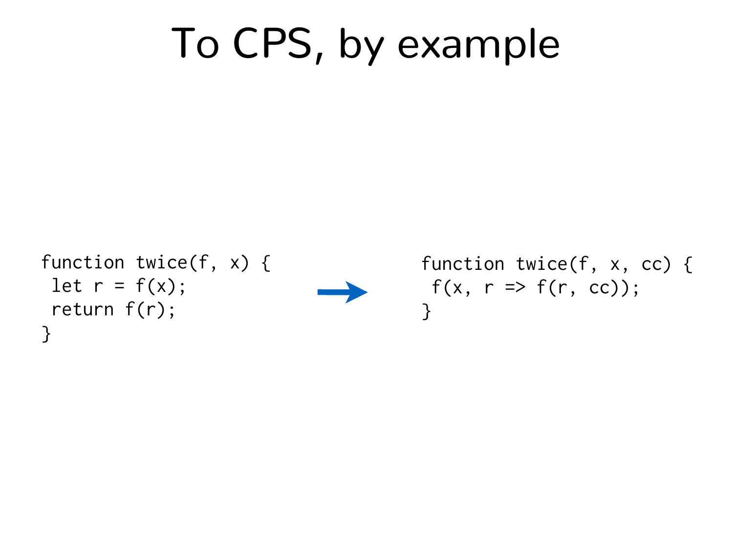# To CPS, by example

```
function twice(f, x) {
 let r = f(x);
 return f(r);
}
```

→

```
function twice(f, x, cc) {
 f(x, r => f(r, cc));
}
```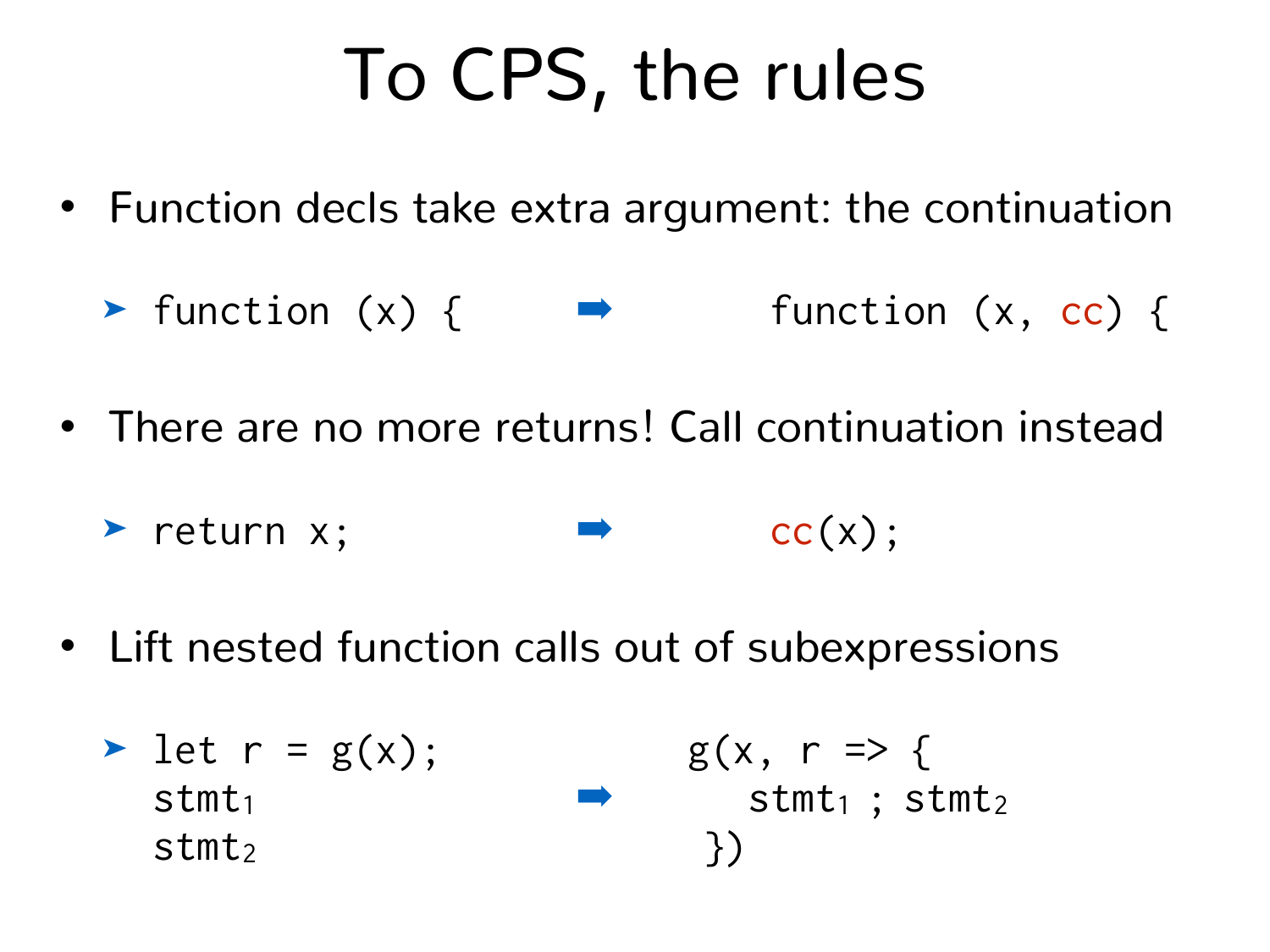# To CPS, the rules

- Function decls take extra argument: the continuation
  - `function (x) {` ➡ `function (x, cc) {`
- There are no more returns! Call continuation instead
  - `return x;` ➡ `cc(x);`
- Lift nested function calls out of subexpressions
  - ➡

```
let r = g(x);
stmt1
stmt2
```

```
g(x, r => {
   stmt1 ; stmt2
})
```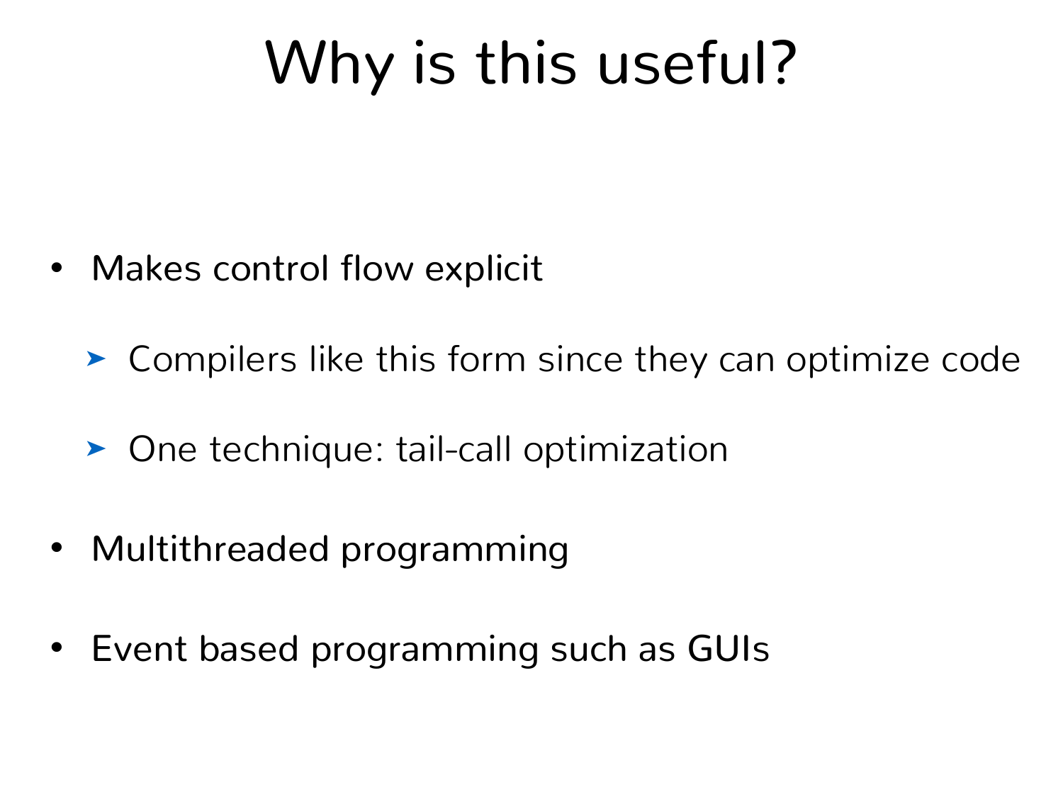# Why is this useful?

- Makes control flow explicit
  - Compilers like this form since they can optimize code
  - One technique: tail-call optimization
- Multithreaded programming
- Event based programming such as GUIs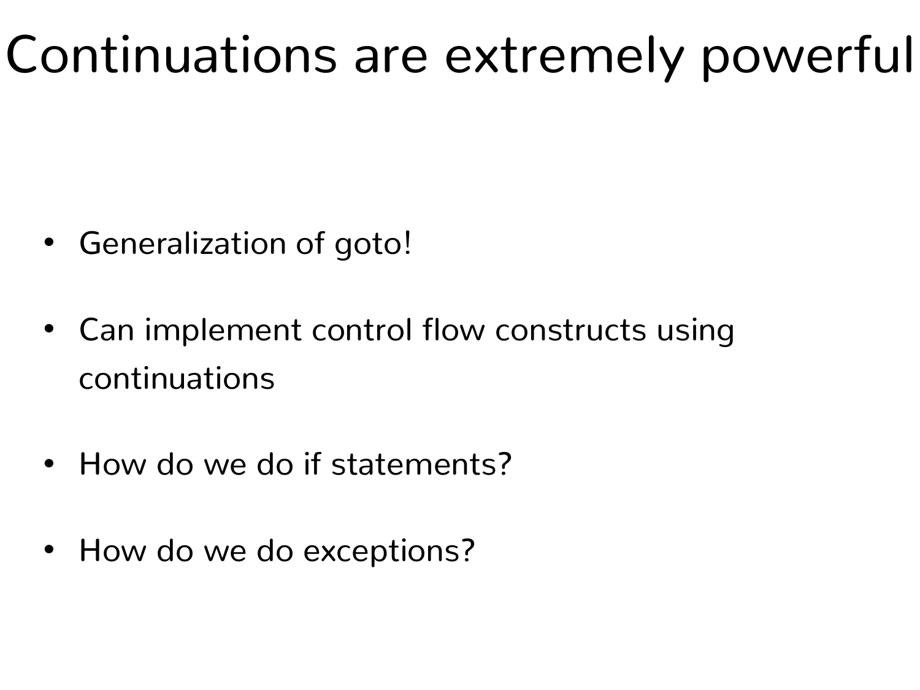# Continuations are extremely powerful

- Generalization of goto!
- Can implement control flow constructs using continuations
- How do we do if statements?
- How do we do exceptions?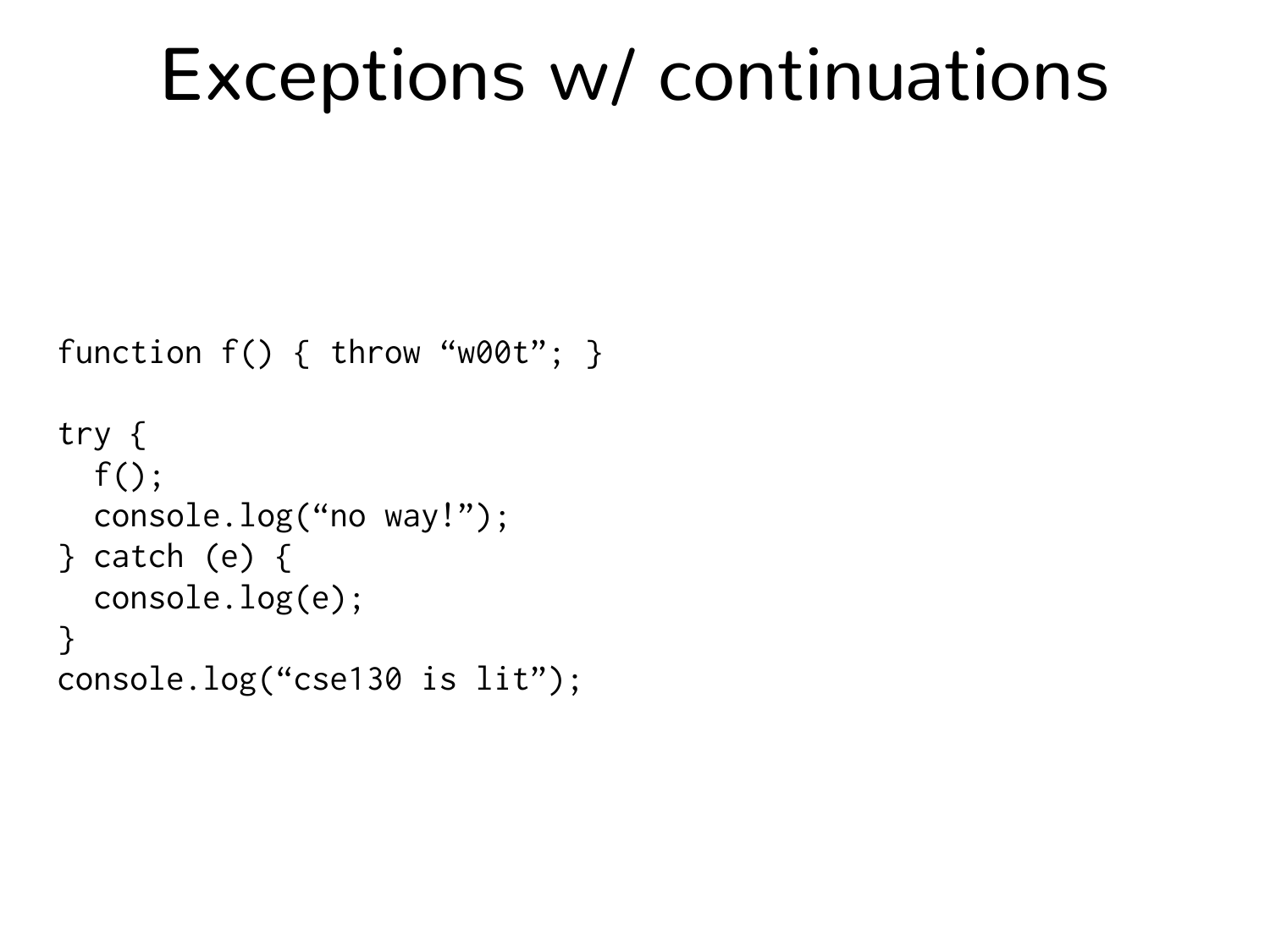# Exceptions w/ continuations

```
function f() { throw “w00t”; }

try {
  f();
  console.log(“no way!”);
} catch (e) {
  console.log(e);
}
console.log(“cse130 is lit”);
```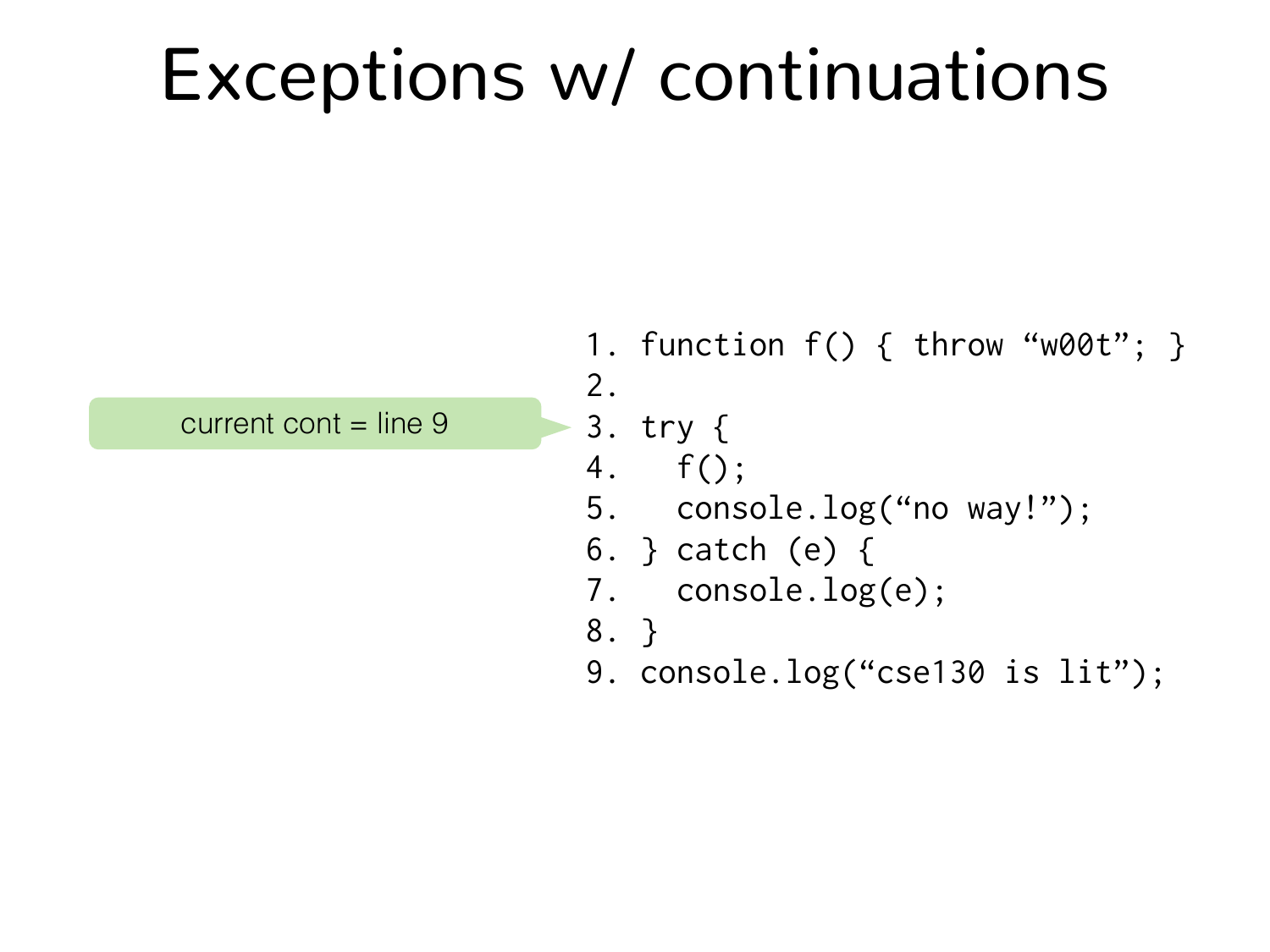# Exceptions w/ continuations

current cont = line 9

```
1. function f() { throw “w00t”; }
2.
3. try {
4.   f();
5.   console.log(“no way!”);
6. } catch (e) {
7.   console.log(e);
8. }
9. console.log(“cse130 is lit”);
```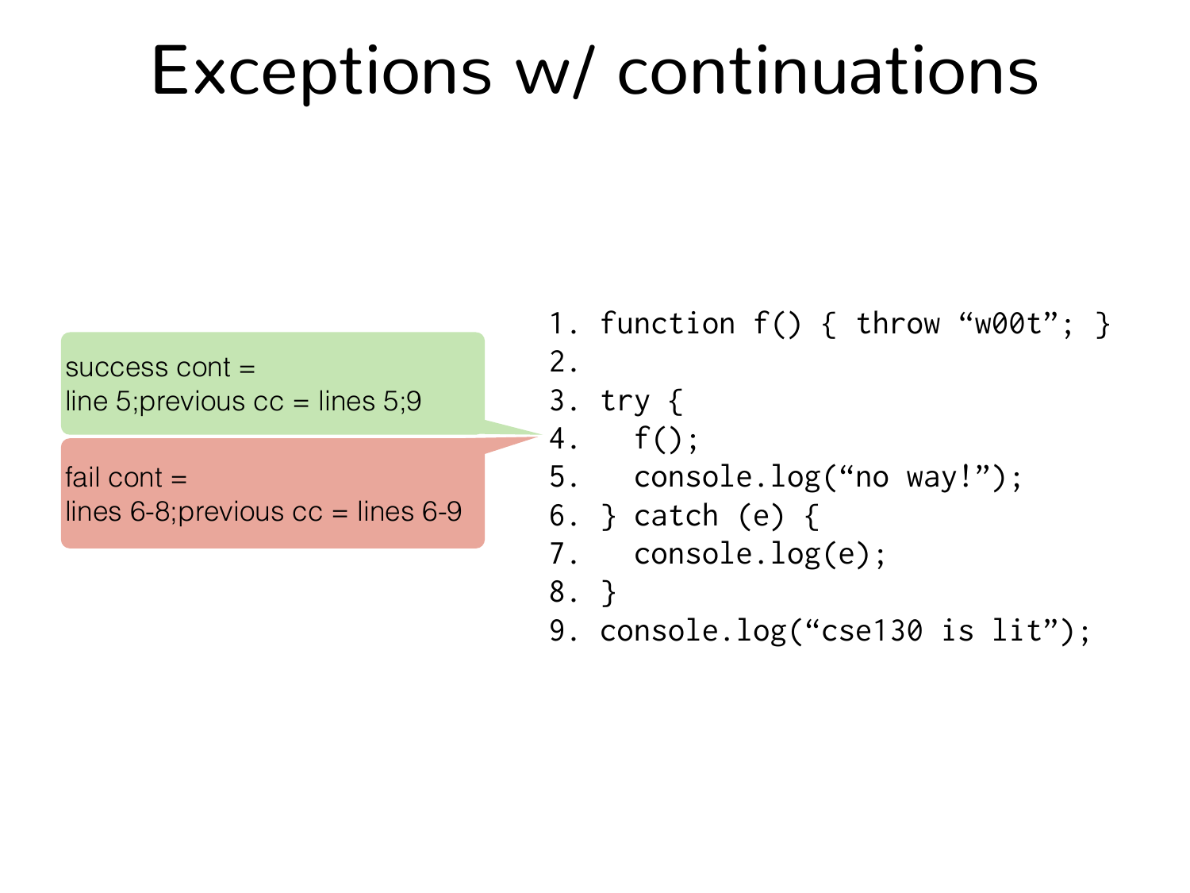# Exceptions w/ continuations

success cont =
line 5;previous cc = lines 5;9

fail cont =
lines 6-8;previous cc = lines 6-9

```
1. function f() { throw "w00t"; }
2.
3. try {
4.   f();
5.   console.log("no way!");
6. } catch (e) {
7.   console.log(e);
8. }
9. console.log("cse130 is lit");
```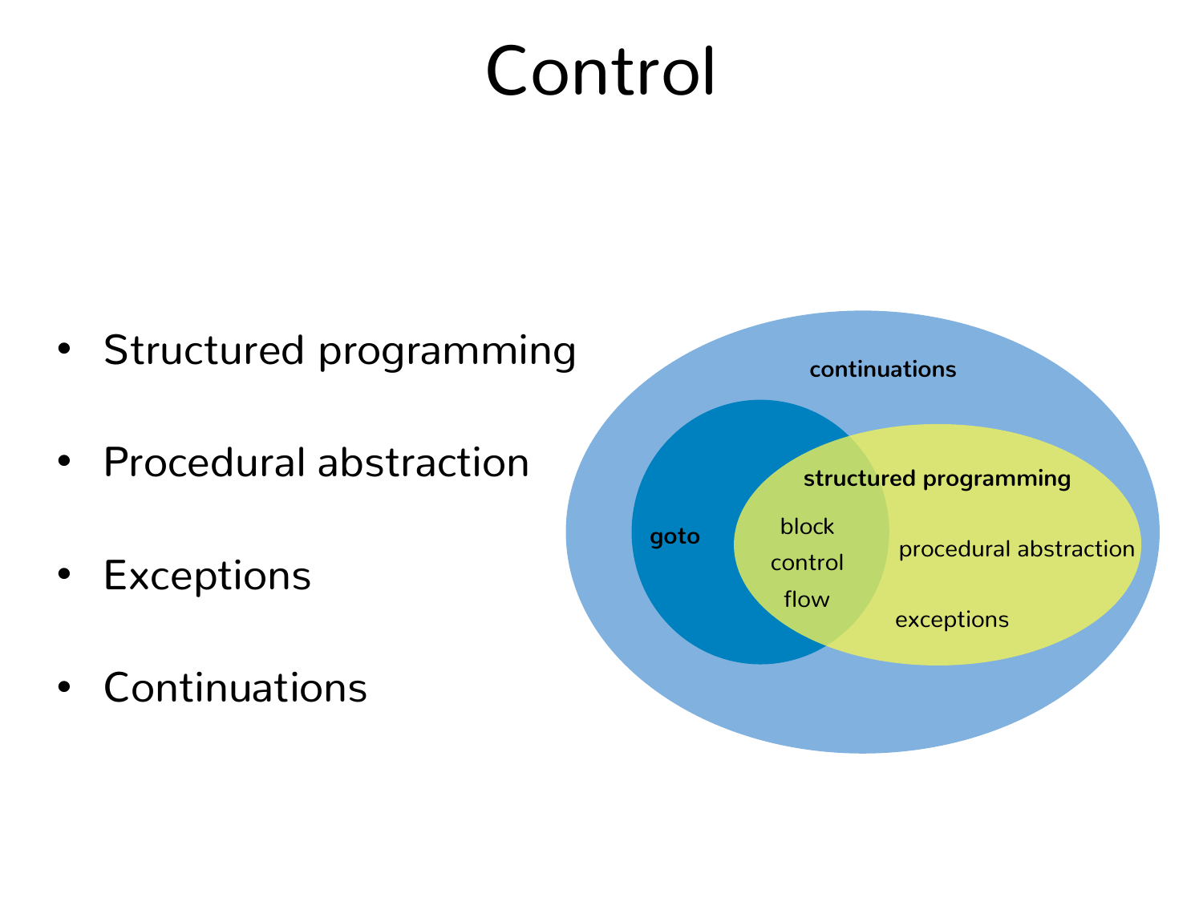# Control

- Structured programming
- Procedural abstraction
- Exceptions
- Continuations

continuations

goto

structured programming

block control flow

procedural abstraction

exceptions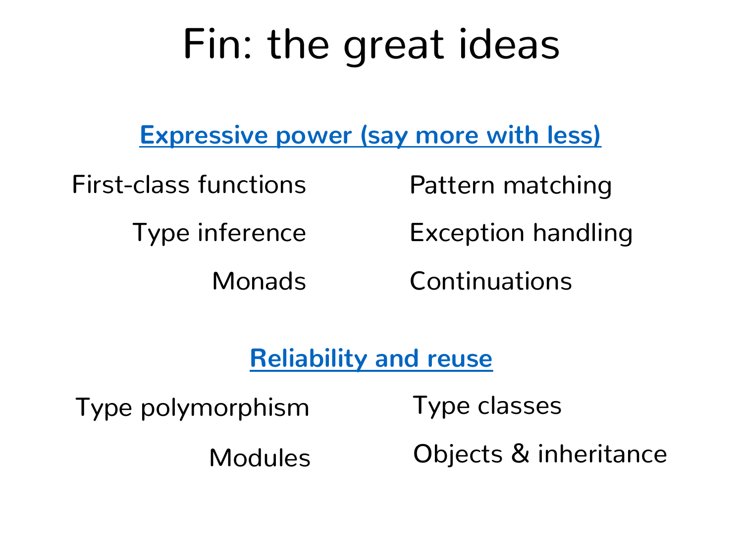# Fin: the great ideas

## Expressive power (say more with less)

- First-class functions
- Type inference
- Monads
- Pattern matching
- Exception handling
- Continuations

## Reliability and reuse

- Type polymorphism
- Modules
- Type classes
- Objects & inheritance